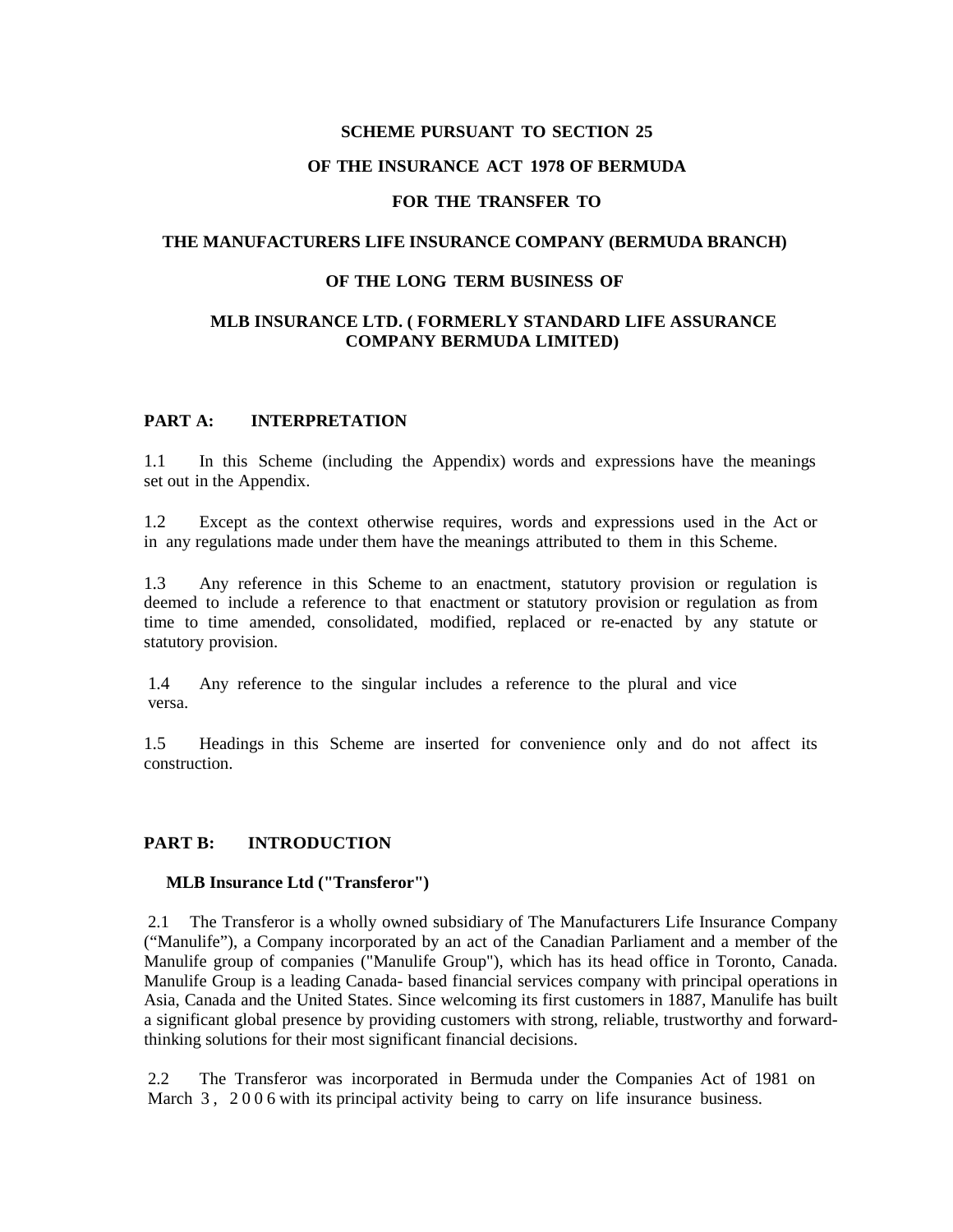# SCHEME PURSUANT TO SECTION 25

# OF THE INSURANCE ACT 1978 OF BERMUDA

# FOR THE TRANSFER TO

# THE MANUFACTURERS LIFE INSURANCE COMPANY (BERMUDA BRANCH)

# OF THE LONG TERM BUSINESS OF

# MLB INSURANCE LTD. ( FORMERLY STANDARD LIFE ASSURANCE COMPANY BERMUDA LIMITED)

## PART A: INTERPRETATION

1.1 In this Scheme (including the Appendix) words and expressions have the meanings set out in the Appendix.

1.2 Except as the context otherwise requires, words and expressions used in the Act or in any regulations made under them have the meanings attributed to them in this Scheme.

1.3 Any reference in this Scheme to an enactment, statutory provision or regulation is deemed to include a reference to that enactment or statutory provision or regulation as from time to time amended, consolidated, modified, replaced or re-enacted by any statute or statutory provision.

1.4 Any reference to the singular includes a reference to the plural and vice versa.

1.5 Headings in this Scheme are inserted for convenience only and do not affect its construction.

## PART B: INTRODUCTION

### MLB Insurance Ltd ("Transferor")

2.1 The Transferor is a wholly owned subsidiary of The Manufacturers Life Insurance Company ("Manulife"), a Company incorporated by an act of the Canadian Parliament and a member of the Manulife group of companies ("Manulife Group"), which has its head office in Toronto, Canada. Manulife Group is a leading Canada- based financial services company with principal operations in Asia, Canada and the United States. Since welcoming its first customers in 1887, Manulife has built a significant global presence by providing customers with strong, reliable, trustworthy and forward-thinking solutions for their most significant financial decisions.

2.2 The Transferor was incorporated in Bermuda under the Companies Act of 1981 on March 3, 2006 with its principal activity being to carry on life insurance business.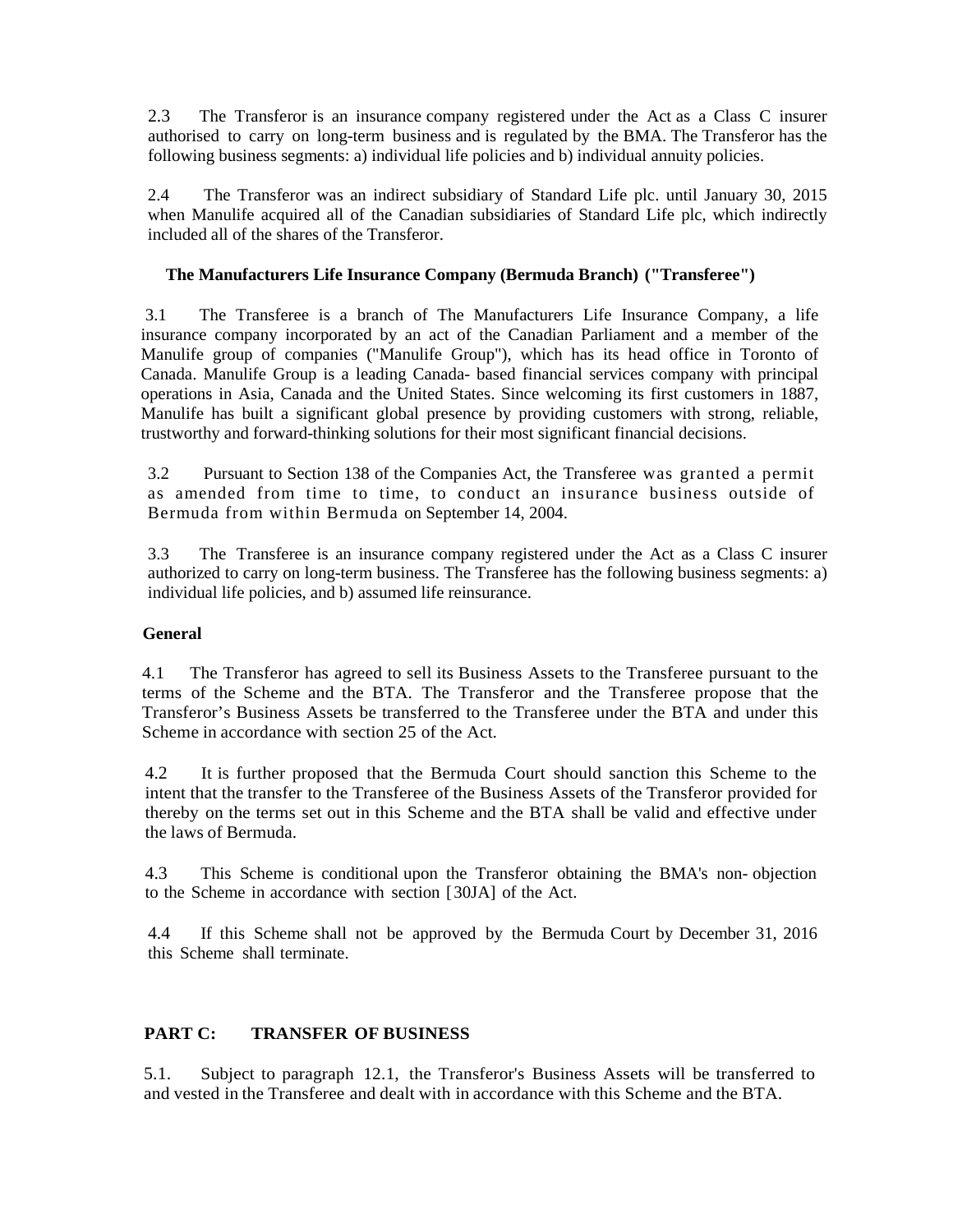2.3 The Transferor is an insurance company registered under the Act as a Class C insurer authorised to carry on long-term business and is regulated by the BMA. The Transferor has the following business segments: a) individual life policies and b) individual annuity policies.

2.4 The Transferor was an indirect subsidiary of Standard Life plc. until January 30, 2015 when Manulife acquired all of the Canadian subsidiaries of Standard Life plc, which indirectly included all of the shares of the Transferor.

**The Manufacturers Life Insurance Company (Bermuda Branch) ("Transferee")**

3.1 The Transferee is a branch of The Manufacturers Life Insurance Company, a life insurance company incorporated by an act of the Canadian Parliament and a member of the Manulife group of companies ("Manulife Group"), which has its head office in Toronto of Canada. Manulife Group is a leading Canada- based financial services company with principal operations in Asia, Canada and the United States. Since welcoming its first customers in 1887, Manulife has built a significant global presence by providing customers with strong, reliable, trustworthy and forward-thinking solutions for their most significant financial decisions.

3.2 Pursuant to Section 138 of the Companies Act, the Transferee was granted a permit as amended from time to time, to conduct an insurance business outside of Bermuda from within Bermuda on September 14, 2004.

3.3 The Transferee is an insurance company registered under the Act as a Class C insurer authorized to carry on long-term business. The Transferee has the following business segments: a) individual life policies, and b) assumed life reinsurance.

**General**

4.1 The Transferor has agreed to sell its Business Assets to the Transferee pursuant to the terms of the Scheme and the BTA. The Transferor and the Transferee propose that the Transferor's Business Assets be transferred to the Transferee under the BTA and under this Scheme in accordance with section 25 of the Act.

4.2 It is further proposed that the Bermuda Court should sanction this Scheme to the intent that the transfer to the Transferee of the Business Assets of the Transferor provided for thereby on the terms set out in this Scheme and the BTA shall be valid and effective under the laws of Bermuda.

4.3 This Scheme is conditional upon the Transferor obtaining the BMA's non- objection to the Scheme in accordance with section [30JA] of the Act.

4.4 If this Scheme shall not be approved by the Bermuda Court by December 31, 2016 this Scheme shall terminate.

## PART C: TRANSFER OF BUSINESS

5.1. Subject to paragraph 12.1, the Transferor's Business Assets will be transferred to and vested in the Transferee and dealt with in accordance with this Scheme and the BTA.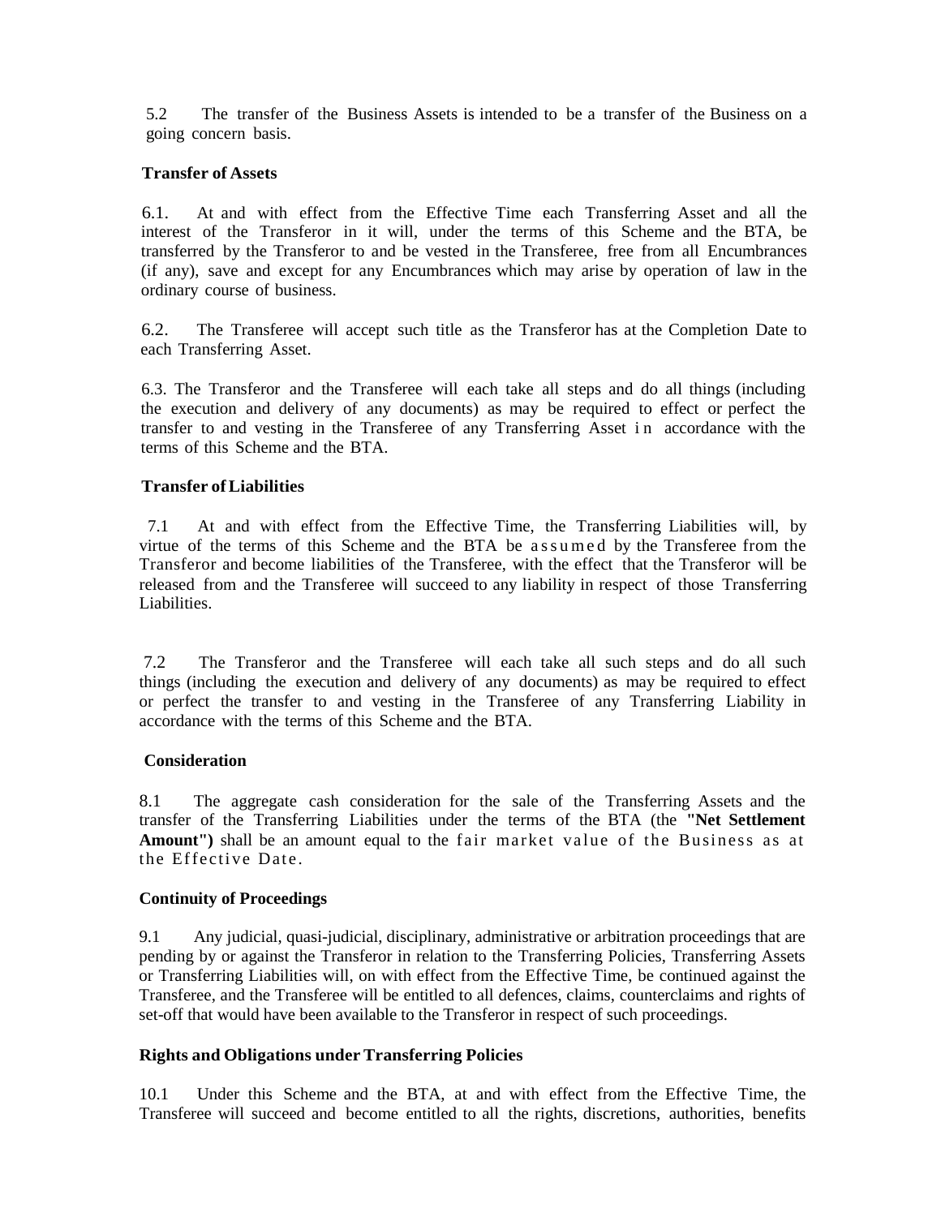5.2 The transfer of the Business Assets is intended to be a transfer of the Business on a going concern basis.

### Transfer of Assets

6.1. At and with effect from the Effective Time each Transferring Asset and all the interest of the Transferor in it will, under the terms of this Scheme and the BTA, be transferred by the Transferor to and be vested in the Transferee, free from all Encumbrances (if any), save and except for any Encumbrances which may arise by operation of law in the ordinary course of business.

6.2. The Transferee will accept such title as the Transferor has at the Completion Date to each Transferring Asset.

6.3. The Transferor and the Transferee will each take all steps and do all things (including the execution and delivery of any documents) as may be required to effect or perfect the transfer to and vesting in the Transferee of any Transferring Asset in accordance with the terms of this Scheme and the BTA.

### Transfer of Liabilities

7.1 At and with effect from the Effective Time, the Transferring Liabilities will, by virtue of the terms of this Scheme and the BTA be assumed by the Transferee from the Transferor and become liabilities of the Transferee, with the effect that the Transferor will be released from and the Transferee will succeed to any liability in respect of those Transferring Liabilities.

7.2 The Transferor and the Transferee will each take all such steps and do all such things (including the execution and delivery of any documents) as may be required to effect or perfect the transfer to and vesting in the Transferee of any Transferring Liability in accordance with the terms of this Scheme and the BTA.

### Consideration

8.1 The aggregate cash consideration for the sale of the Transferring Assets and the transfer of the Transferring Liabilities under the terms of the BTA (the **"Net Settlement Amount")** shall be an amount equal to the fair market value of the Business as at the Effective Date.

### Continuity of Proceedings

9.1 Any judicial, quasi-judicial, disciplinary, administrative or arbitration proceedings that are pending by or against the Transferor in relation to the Transferring Policies, Transferring Assets or Transferring Liabilities will, on with effect from the Effective Time, be continued against the Transferee, and the Transferee will be entitled to all defences, claims, counterclaims and rights of set-off that would have been available to the Transferor in respect of such proceedings.

### Rights and Obligations under Transferring Policies

10.1 Under this Scheme and the BTA, at and with effect from the Effective Time, the Transferee will succeed and become entitled to all the rights, discretions, authorities, benefits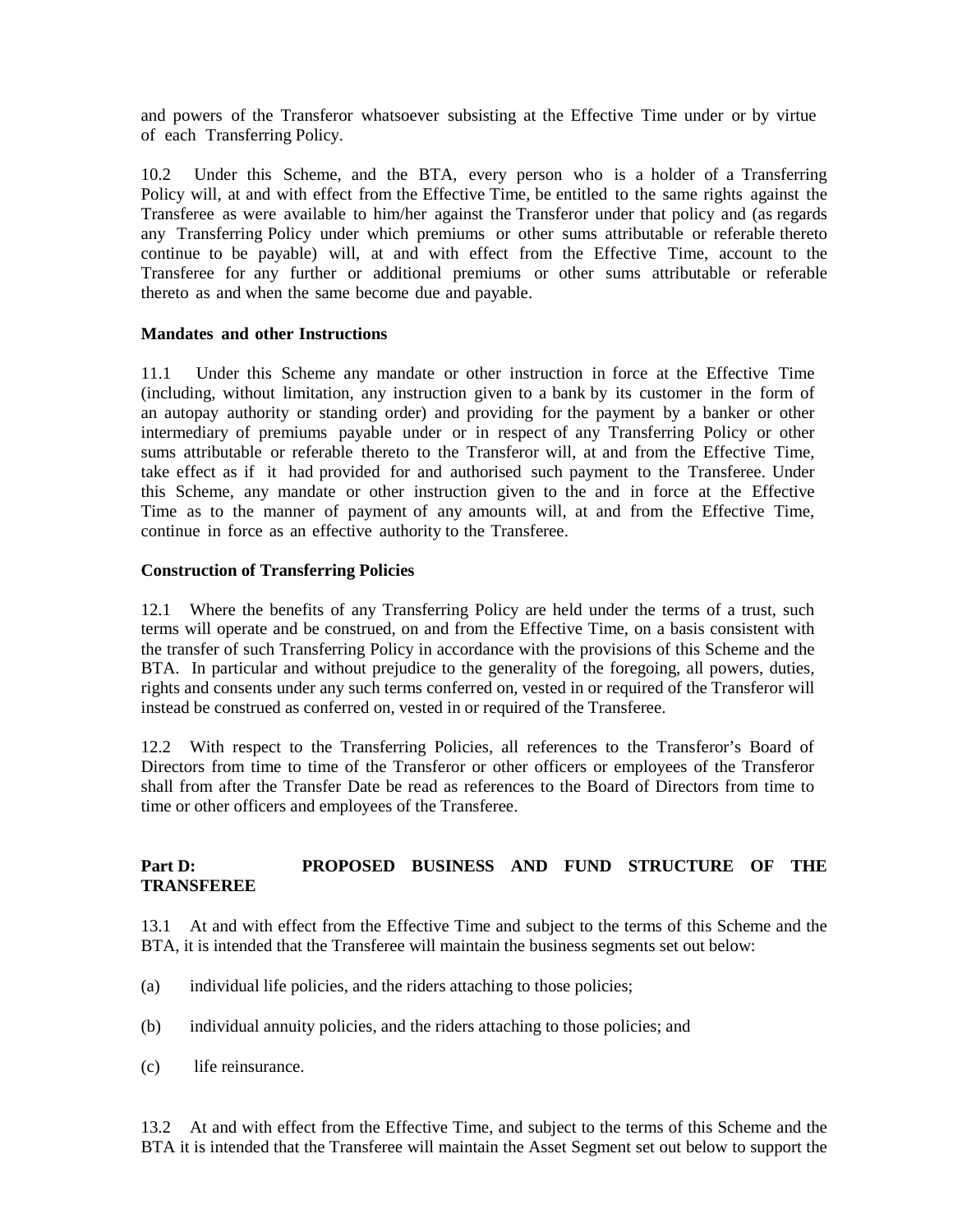and powers of the Transferor whatsoever subsisting at the Effective Time under or by virtue of each Transferring Policy.

10.2 Under this Scheme, and the BTA, every person who is a holder of a Transferring Policy will, at and with effect from the Effective Time, be entitled to the same rights against the Transferee as were available to him/her against the Transferor under that policy and (as regards any Transferring Policy under which premiums or other sums attributable or referable thereto continue to be payable) will, at and with effect from the Effective Time, account to the Transferee for any further or additional premiums or other sums attributable or referable thereto as and when the same become due and payable.

**Mandates and other Instructions**

11.1 Under this Scheme any mandate or other instruction in force at the Effective Time (including, without limitation, any instruction given to a bank by its customer in the form of an autopay authority or standing order) and providing for the payment by a banker or other intermediary of premiums payable under or in respect of any Transferring Policy or other sums attributable or referable thereto to the Transferor will, at and from the Effective Time, take effect as if it had provided for and authorised such payment to the Transferee. Under this Scheme, any mandate or other instruction given to the and in force at the Effective Time as to the manner of payment of any amounts will, at and from the Effective Time, continue in force as an effective authority to the Transferee.

**Construction of Transferring Policies**

12.1 Where the benefits of any Transferring Policy are held under the terms of a trust, such terms will operate and be construed, on and from the Effective Time, on a basis consistent with the transfer of such Transferring Policy in accordance with the provisions of this Scheme and the BTA. In particular and without prejudice to the generality of the foregoing, all powers, duties, rights and consents under any such terms conferred on, vested in or required of the Transferor will instead be construed as conferred on, vested in or required of the Transferee.

12.2 With respect to the Transferring Policies, all references to the Transferor's Board of Directors from time to time of the Transferor or other officers or employees of the Transferor shall from after the Transfer Date be read as references to the Board of Directors from time to time or other officers and employees of the Transferee.

**Part D: PROPOSED BUSINESS AND FUND STRUCTURE OF THE TRANSFEREE**

13.1 At and with effect from the Effective Time and subject to the terms of this Scheme and the BTA, it is intended that the Transferee will maintain the business segments set out below:

(a) individual life policies, and the riders attaching to those policies;

(b) individual annuity policies, and the riders attaching to those policies; and

(c) life reinsurance.

13.2 At and with effect from the Effective Time, and subject to the terms of this Scheme and the BTA it is intended that the Transferee will maintain the Asset Segment set out below to support the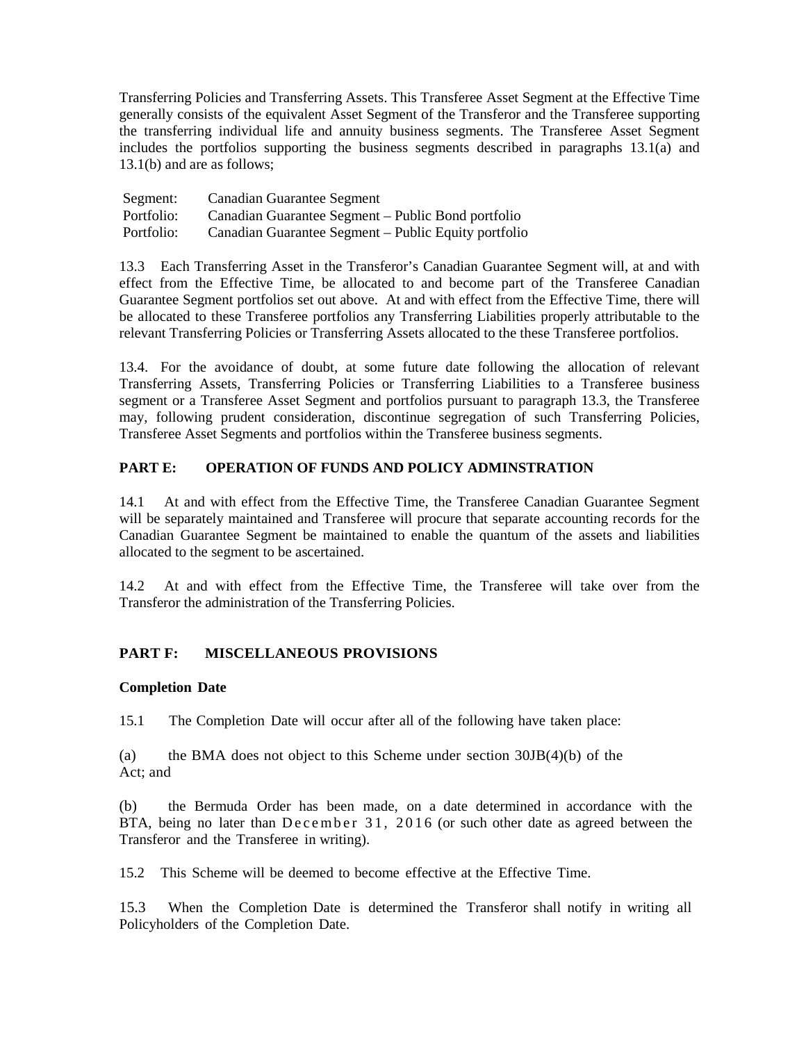Transferring Policies and Transferring Assets. This Transferee Asset Segment at the Effective Time generally consists of the equivalent Asset Segment of the Transferor and the Transferee supporting the transferring individual life and annuity business segments. The Transferee Asset Segment includes the portfolios supporting the business segments described in paragraphs 13.1(a) and 13.1(b) and are as follows;

| | |
|---|---|
| Segment: | Canadian Guarantee Segment |
| Portfolio: | Canadian Guarantee Segment – Public Bond portfolio |
| Portfolio: | Canadian Guarantee Segment – Public Equity portfolio |

13.3 Each Transferring Asset in the Transferor's Canadian Guarantee Segment will, at and with effect from the Effective Time, be allocated to and become part of the Transferee Canadian Guarantee Segment portfolios set out above. At and with effect from the Effective Time, there will be allocated to these Transferee portfolios any Transferring Liabilities properly attributable to the relevant Transferring Policies or Transferring Assets allocated to the these Transferee portfolios.

13.4. For the avoidance of doubt, at some future date following the allocation of relevant Transferring Assets, Transferring Policies or Transferring Liabilities to a Transferee business segment or a Transferee Asset Segment and portfolios pursuant to paragraph 13.3, the Transferee may, following prudent consideration, discontinue segregation of such Transferring Policies, Transferee Asset Segments and portfolios within the Transferee business segments.

## PART E: OPERATION OF FUNDS AND POLICY ADMINSTRATION

14.1 At and with effect from the Effective Time, the Transferee Canadian Guarantee Segment will be separately maintained and Transferee will procure that separate accounting records for the Canadian Guarantee Segment be maintained to enable the quantum of the assets and liabilities allocated to the segment to be ascertained.

14.2 At and with effect from the Effective Time, the Transferee will take over from the Transferor the administration of the Transferring Policies.

## PART F: MISCELLANEOUS PROVISIONS

**Completion Date**

15.1 The Completion Date will occur after all of the following have taken place:

(a) the BMA does not object to this Scheme under section 30JB(4)(b) of the Act; and

(b) the Bermuda Order has been made, on a date determined in accordance with the BTA, being no later than December 31, 2016 (or such other date as agreed between the Transferor and the Transferee in writing).

15.2 This Scheme will be deemed to become effective at the Effective Time.

15.3 When the Completion Date is determined the Transferor shall notify in writing all Policyholders of the Completion Date.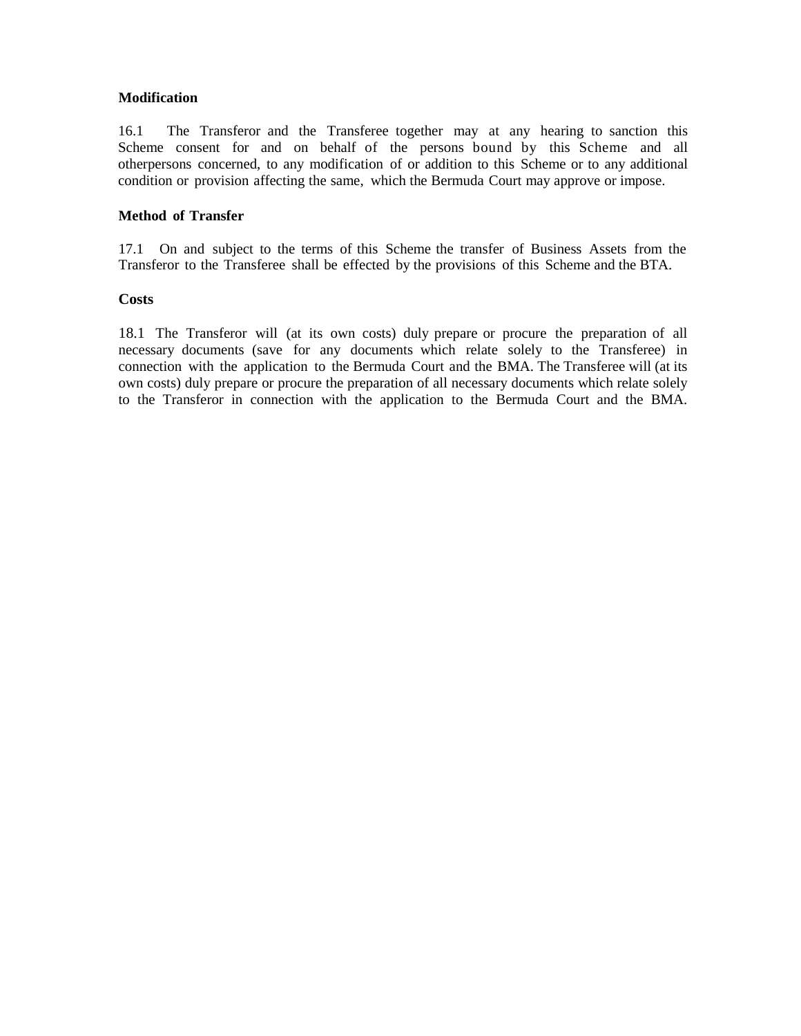**Modification**

16.1 The Transferor and the Transferee together may at any hearing to sanction this Scheme consent for and on behalf of the persons bound by this Scheme and all otherpersons concerned, to any modification of or addition to this Scheme or to any additional condition or provision affecting the same, which the Bermuda Court may approve or impose.

**Method of Transfer**

17.1 On and subject to the terms of this Scheme the transfer of Business Assets from the Transferor to the Transferee shall be effected by the provisions of this Scheme and the BTA.

**Costs**

18.1 The Transferor will (at its own costs) duly prepare or procure the preparation of all necessary documents (save for any documents which relate solely to the Transferee) in connection with the application to the Bermuda Court and the BMA. The Transferee will (at its own costs) duly prepare or procure the preparation of all necessary documents which relate solely to the Transferor in connection with the application to the Bermuda Court and the BMA.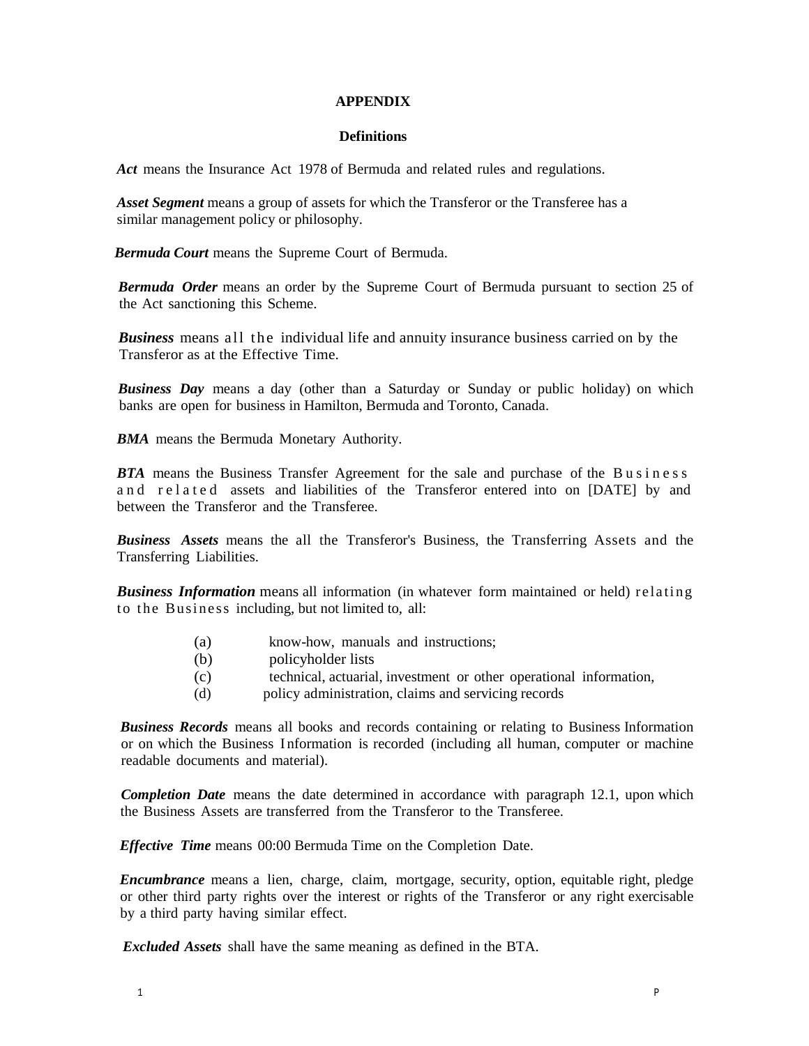# APPENDIX

## Definitions

***Act*** means the Insurance Act 1978 of Bermuda and related rules and regulations.

***Asset Segment*** means a group of assets for which the Transferor or the Transferee has a similar management policy or philosophy.

***Bermuda Court*** means the Supreme Court of Bermuda.

***Bermuda Order*** means an order by the Supreme Court of Bermuda pursuant to section 25 of the Act sanctioning this Scheme.

***Business*** means all the individual life and annuity insurance business carried on by the Transferor as at the Effective Time.

***Business Day*** means a day (other than a Saturday or Sunday or public holiday) on which banks are open for business in Hamilton, Bermuda and Toronto, Canada.

***BMA*** means the Bermuda Monetary Authority.

***BTA*** means the Business Transfer Agreement for the sale and purchase of the Business and related assets and liabilities of the Transferor entered into on [DATE] by and between the Transferor and the Transferee.

***Business Assets*** means the all the Transferor's Business, the Transferring Assets and the Transferring Liabilities.

***Business Information*** means all information (in whatever form maintained or held) relating to the Business including, but not limited to, all:

(a) know-how, manuals and instructions;
(b) policyholder lists
(c) technical, actuarial, investment or other operational information,
(d) policy administration, claims and servicing records

***Business Records*** means all books and records containing or relating to Business Information or on which the Business Information is recorded (including all human, computer or machine readable documents and material).

***Completion Date*** means the date determined in accordance with paragraph 12.1, upon which the Business Assets are transferred from the Transferor to the Transferee.

***Effective Time*** means 00:00 Bermuda Time on the Completion Date.

***Encumbrance*** means a lien, charge, claim, mortgage, security, option, equitable right, pledge or other third party rights over the interest or rights of the Transferor or any right exercisable by a third party having similar effect.

***Excluded Assets*** shall have the same meaning as defined in the BTA.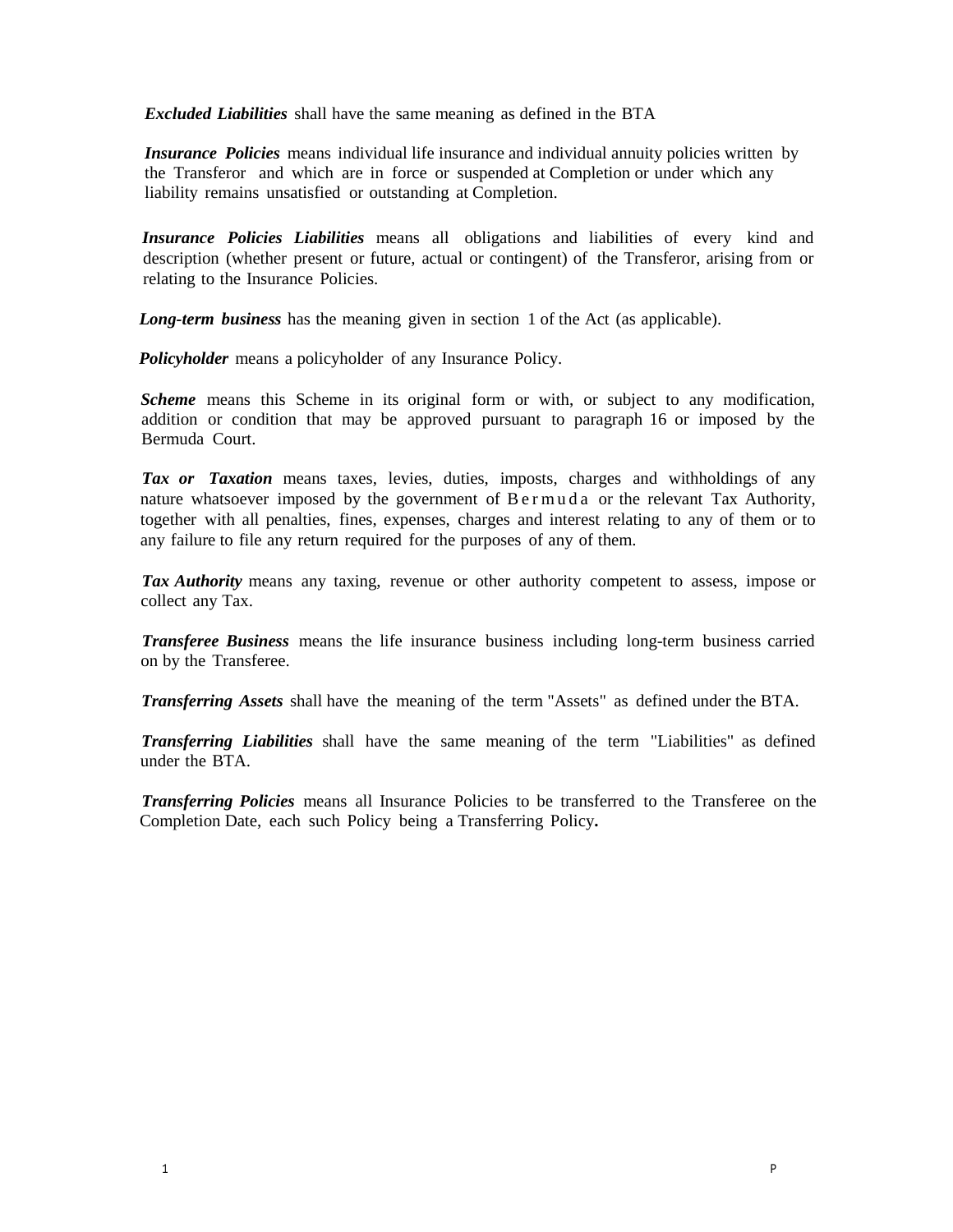***Excluded Liabilities*** shall have the same meaning as defined in the BTA

***Insurance Policies*** means individual life insurance and individual annuity policies written by the Transferor and which are in force or suspended at Completion or under which any liability remains unsatisfied or outstanding at Completion.

***Insurance Policies Liabilities*** means all obligations and liabilities of every kind and description (whether present or future, actual or contingent) of the Transferor, arising from or relating to the Insurance Policies.

***Long-term business*** has the meaning given in section 1 of the Act (as applicable).

***Policyholder*** means a policyholder of any Insurance Policy.

***Scheme*** means this Scheme in its original form or with, or subject to any modification, addition or condition that may be approved pursuant to paragraph 16 or imposed by the Bermuda Court.

***Tax or Taxation*** means taxes, levies, duties, imposts, charges and withholdings of any nature whatsoever imposed by the government of Bermuda or the relevant Tax Authority, together with all penalties, fines, expenses, charges and interest relating to any of them or to any failure to file any return required for the purposes of any of them.

***Tax Authority*** means any taxing, revenue or other authority competent to assess, impose or collect any Tax.

***Transferee Business*** means the life insurance business including long-term business carried on by the Transferee.

***Transferring Assets*** shall have the meaning of the term "Assets" as defined under the BTA.

***Transferring Liabilities*** shall have the same meaning of the term "Liabilities" as defined under the BTA.

***Transferring Policies*** means all Insurance Policies to be transferred to the Transferee on the Completion Date, each such Policy being a Transferring Policy**.**